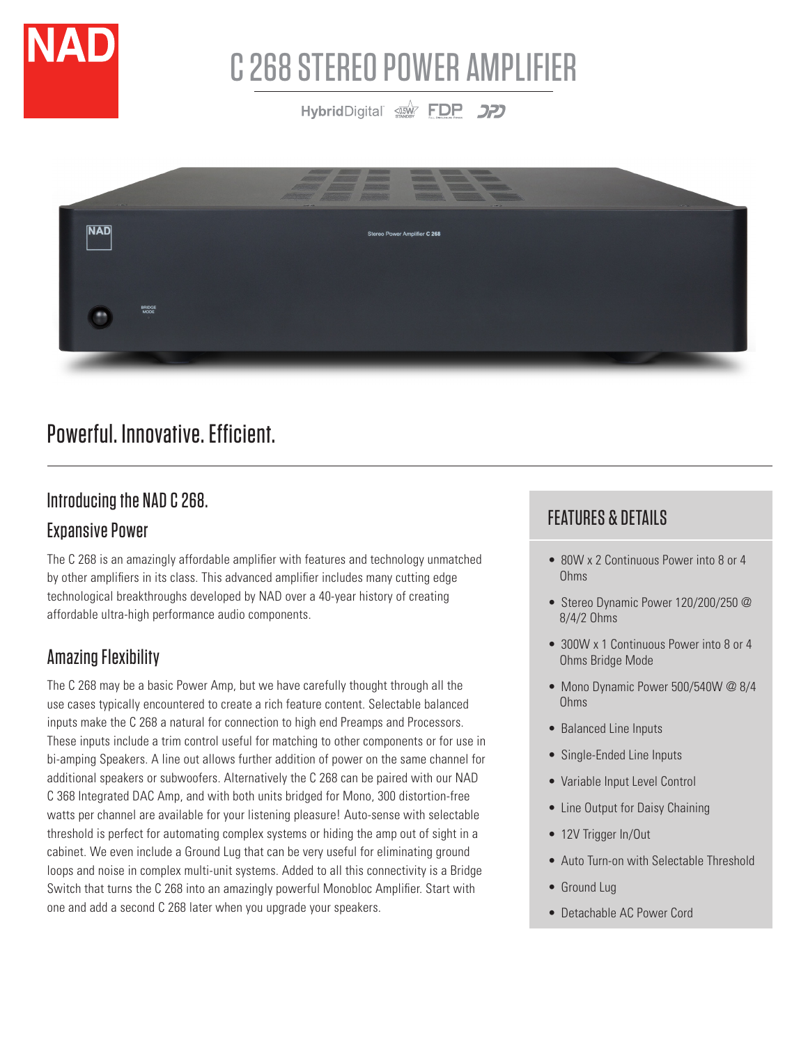# C 268 STEREO POWER AMPLIFIER

HybridDigital FDP

## Powerful. Innovative. Efficient.

### Introducing the NAD C 268.

### Expansive Power

The C 268 is an amazingly affordable amplifier with features and technology unmatched by other amplifiers in its class. This advanced amplifier includes many cutting edge technological breakthroughs developed by NAD over a 40-year history of creating affordable ultra-high performance audio components.

### Amazing Flexibility

The C 268 may be a basic Power Amp, but we have carefully thought through all the use cases typically encountered to create a rich feature content. Selectable balanced inputs make the C 268 a natural for connection to high end Preamps and Processors. These inputs include a trim control useful for matching to other components or for use in bi-amping Speakers. A line out allows further addition of power on the same channel for additional speakers or subwoofers. Alternatively the C 268 can be paired with our NAD C 368 Integrated DAC Amp, and with both units bridged for Mono, 300 distortion-free watts per channel are available for your listening pleasure! Auto-sense with selectable threshold is perfect for automating complex systems or hiding the amp out of sight in a cabinet. We even include a Ground Lug that can be very useful for eliminating ground loops and noise in complex multi-unit systems. Added to all this connectivity is a Bridge Switch that turns the C 268 into an amazingly powerful Monobloc Amplifier. Start with one and add a second C 268 later when you upgrade your speakers.

## FEATURES & DETAILS

- 80W x 2 Continuous Power into 8 or 4 Ohms
- Stereo Dynamic Power 120/200/250 @ 8/4/2 Ohms
- 300W x 1 Continuous Power into 8 or 4 Ohms Bridge Mode
- Mono Dynamic Power 500/540W @ 8/4 Ohms
- Balanced Line Inputs
- Single-Ended Line Inputs
- Variable Input Level Control
- Line Output for Daisy Chaining
- 12V Trigger In/Out
- Auto Turn-on with Selectable Threshold
- Ground Lug
- Detachable AC Power Cord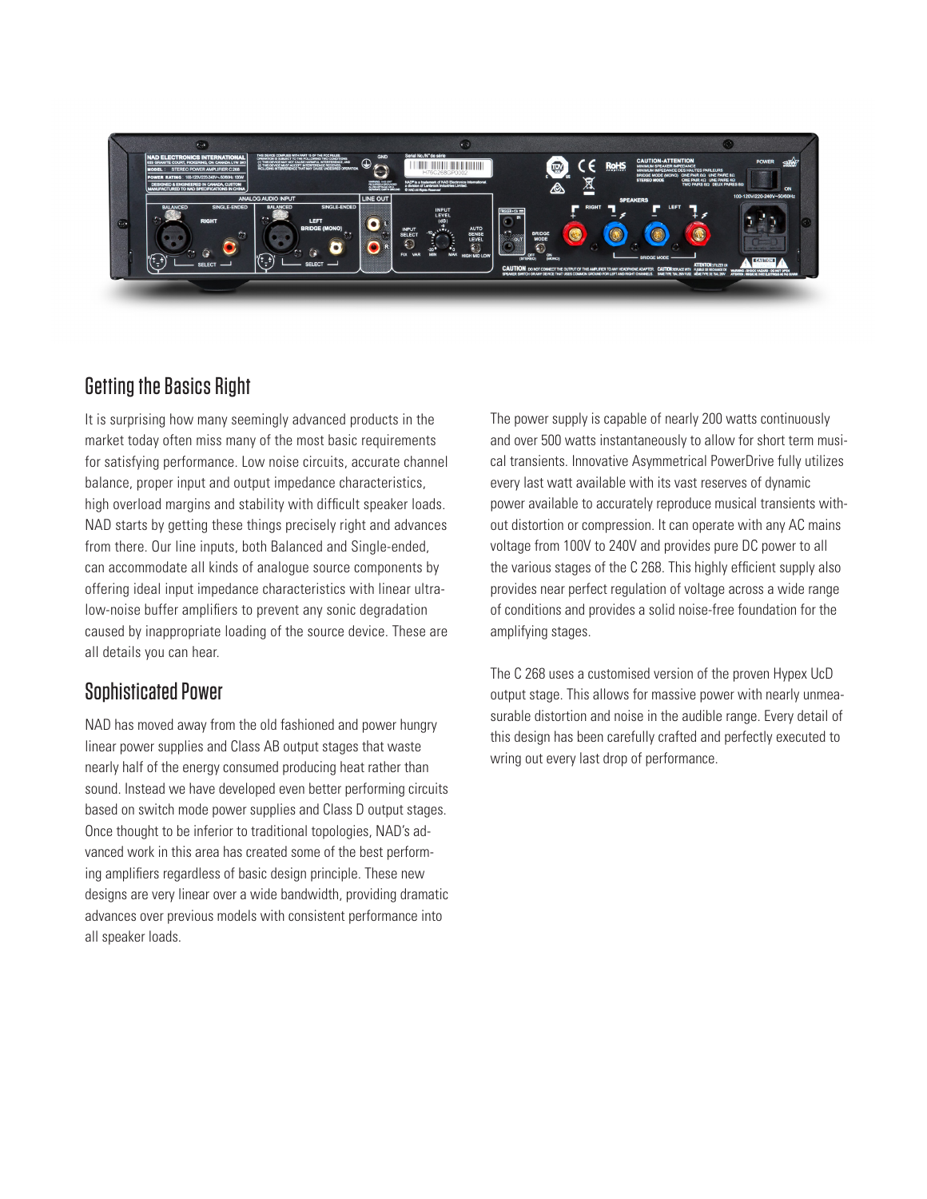## Getting the Basics Right

It is surprising how many seemingly advanced products in the market today often miss many of the most basic requirements for satisfying performance. Low noise circuits, accurate channel balance, proper input and output impedance characteristics, high overload margins and stability with difficult speaker loads. NAD starts by getting these things precisely right and advances from there. Our line inputs, both Balanced and Single-ended, can accommodate all kinds of analogue source components by offering ideal input impedance characteristics with linear ultra-low-noise buffer amplifiers to prevent any sonic degradation caused by inappropriate loading of the source device. These are all details you can hear.

## Sophisticated Power

NAD has moved away from the old fashioned and power hungry linear power supplies and Class AB output stages that waste nearly half of the energy consumed producing heat rather than sound. Instead we have developed even better performing circuits based on switch mode power supplies and Class D output stages. Once thought to be inferior to traditional topologies, NAD's advanced work in this area has created some of the best performing amplifiers regardless of basic design principle. These new designs are very linear over a wide bandwidth, providing dramatic advances over previous models with consistent performance into all speaker loads.

The power supply is capable of nearly 200 watts continuously and over 500 watts instantaneously to allow for short term musical transients. Innovative Asymmetrical PowerDrive fully utilizes every last watt available with its vast reserves of dynamic power available to accurately reproduce musical transients without distortion or compression. It can operate with any AC mains voltage from 100V to 240V and provides pure DC power to all the various stages of the C 268. This highly efficient supply also provides near perfect regulation of voltage across a wide range of conditions and provides a solid noise-free foundation for the amplifying stages.

The C 268 uses a customised version of the proven Hypex UcD output stage. This allows for massive power with nearly unmeasurable distortion and noise in the audible range. Every detail of this design has been carefully crafted and perfectly executed to wring out every last drop of performance.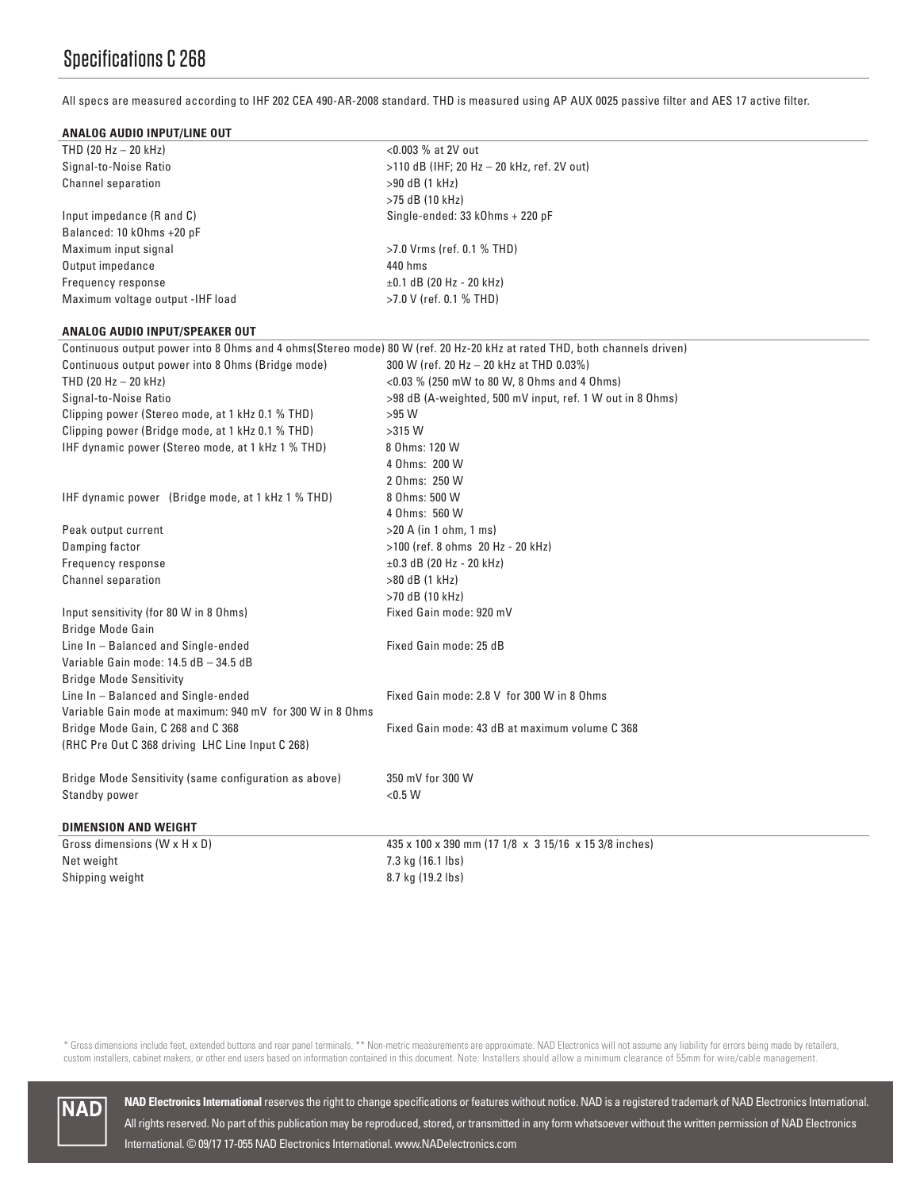# Specifications C 268

All specs are measured according to IHF 202 CEA 490-AR-2008 standard. THD is measured using AP AUX 0025 passive filter and AES 17 active filter.

## ANALOG AUDIO INPUT/LINE OUT

| | |
|---|---|
| THD (20 Hz – 20 kHz) | <0.003 % at 2V out |
| Signal-to-Noise Ratio | >110 dB (IHF; 20 Hz – 20 kHz, ref. 2V out) |
| Channel separation | >90 dB (1 kHz) |
| | >75 dB (10 kHz) |
| Input impedance (R and C) | Single-ended: 33 kOhms + 220 pF |
| Balanced: 10 kOhms +20 pF | |
| Maximum input signal | >7.0 Vrms (ref. 0.1 % THD) |
| Output impedance | 440 hms |
| Frequency response | ±0.1 dB (20 Hz - 20 kHz) |
| Maximum voltage output -IHF load | >7.0 V (ref. 0.1 % THD) |

## ANALOG AUDIO INPUT/SPEAKER OUT

| | |
|---|---|
| Continuous output power into 8 Ohms and 4 ohms(Stereo mode) | 80 W (ref. 20 Hz-20 kHz at rated THD, both channels driven) |
| Continuous output power into 8 Ohms (Bridge mode) | 300 W (ref. 20 Hz – 20 kHz at THD 0.03%) |
| THD (20 Hz – 20 kHz) | <0.03 % (250 mW to 80 W, 8 Ohms and 4 Ohms) |
| Signal-to-Noise Ratio | >98 dB (A-weighted, 500 mV input, ref. 1 W out in 8 Ohms) |
| Clipping power (Stereo mode, at 1 kHz 0.1 % THD) | >95 W |
| Clipping power (Bridge mode, at 1 kHz 0.1 % THD) | >315 W |
| IHF dynamic power (Stereo mode, at 1 kHz 1 % THD) | 8 Ohms: 120 W |
| | 4 Ohms: 200 W |
| | 2 Ohms: 250 W |
| IHF dynamic power (Bridge mode, at 1 kHz 1 % THD) | 8 Ohms: 500 W |
| | 4 Ohms: 560 W |
| Peak output current | >20 A (in 1 ohm, 1 ms) |
| Damping factor | >100 (ref. 8 ohms 20 Hz - 20 kHz) |
| Frequency response | ±0.3 dB (20 Hz - 20 kHz) |
| Channel separation | >80 dB (1 kHz) |
| | >70 dB (10 kHz) |
| Input sensitivity (for 80 W in 8 Ohms) | Fixed Gain mode: 920 mV |
| Bridge Mode Gain | |
| Line In – Balanced and Single-ended | Fixed Gain mode: 25 dB |
| Variable Gain mode: 14.5 dB – 34.5 dB | |
| Bridge Mode Sensitivity | |
| Line In – Balanced and Single-ended | Fixed Gain mode: 2.8 V for 300 W in 8 Ohms |
| Variable Gain mode at maximum: 940 mV for 300 W in 8 Ohms | |
| Bridge Mode Gain, C 268 and C 368 | Fixed Gain mode: 43 dB at maximum volume C 368 |
| (RHC Pre Out C 368 driving LHC Line Input C 268) | |
| Bridge Mode Sensitivity (same configuration as above) | 350 mV for 300 W |
| Standby power | <0.5 W |

## DIMENSION AND WEIGHT

| | |
|---|---|
| Gross dimensions (W x H x D) | 435 x 100 x 390 mm (17 1/8 x 3 15/16 x 15 3/8 inches) |
| Net weight | 7.3 kg (16.1 lbs) |
| Shipping weight | 8.7 kg (19.2 lbs) |

* Gross dimensions include feet, extended buttons and rear panel terminals. ** Non-metric measurements are approximate. NAD Electronics will not assume any liability for errors being made by retailers, custom installers, cabinet makers, or other end users based on information contained in this document. Note: Installers should allow a minimum clearance of 55mm for wire/cable management.

NAD

**NAD Electronics International** reserves the right to change specifications or features without notice. NAD is a registered trademark of NAD Electronics International. All rights reserved. No part of this publication may be reproduced, stored, or transmitted in any form whatsoever without the written permission of NAD Electronics International. © 09/17 17-055 NAD Electronics International. www.NADelectronics.com